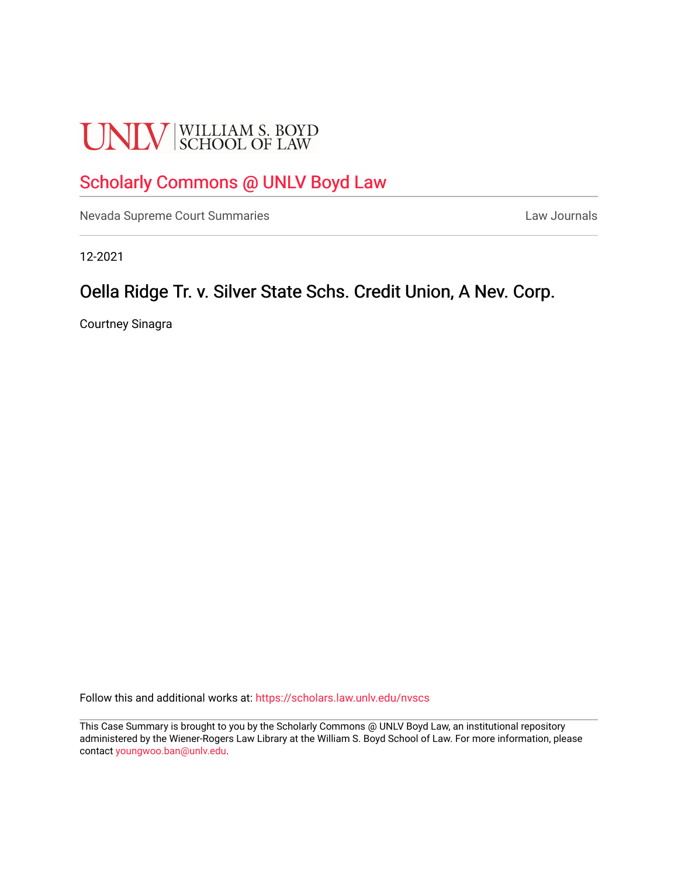UNLV | WILLIAM S. BOYD SCHOOL OF LAW

# Scholarly Commons @ UNLV Boyd Law

Nevada Supreme Court Summaries | Law Journals

12-2021

## Oella Ridge Tr. v. Silver State Schs. Credit Union, A Nev. Corp.

Courtney Sinagra

Follow this and additional works at: https://scholars.law.unlv.edu/nvscs

This Case Summary is brought to you by the Scholarly Commons @ UNLV Boyd Law, an institutional repository administered by the Wiener-Rogers Law Library at the William S. Boyd School of Law. For more information, please contact youngwoo.ban@unlv.edu.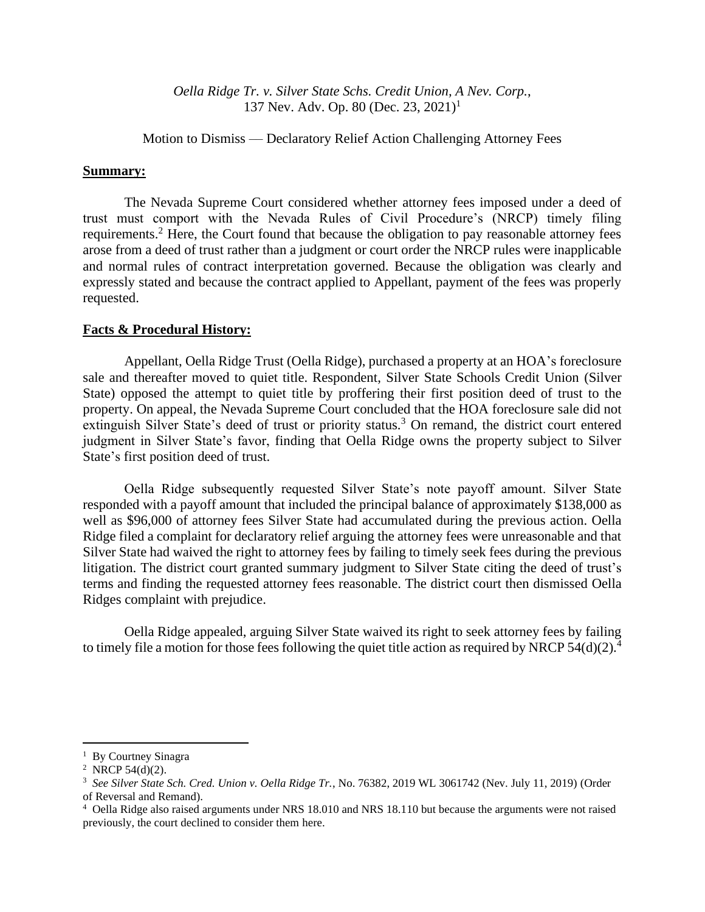*Oella Ridge Tr. v. Silver State Schs. Credit Union, A Nev. Corp.*, 137 Nev. Adv. Op. 80 (Dec. 23, 2021)[1]

Motion to Dismiss — Declaratory Relief Action Challenging Attorney Fees

**Summary:**

The Nevada Supreme Court considered whether attorney fees imposed under a deed of trust must comport with the Nevada Rules of Civil Procedure's (NRCP) timely filing requirements.[2] Here, the Court found that because the obligation to pay reasonable attorney fees arose from a deed of trust rather than a judgment or court order the NRCP rules were inapplicable and normal rules of contract interpretation governed. Because the obligation was clearly and expressly stated and because the contract applied to Appellant, payment of the fees was properly requested.

**Facts & Procedural History:**

Appellant, Oella Ridge Trust (Oella Ridge), purchased a property at an HOA's foreclosure sale and thereafter moved to quiet title. Respondent, Silver State Schools Credit Union (Silver State) opposed the attempt to quiet title by proffering their first position deed of trust to the property. On appeal, the Nevada Supreme Court concluded that the HOA foreclosure sale did not extinguish Silver State's deed of trust or priority status.[3] On remand, the district court entered judgment in Silver State's favor, finding that Oella Ridge owns the property subject to Silver State's first position deed of trust.

Oella Ridge subsequently requested Silver State's note payoff amount. Silver State responded with a payoff amount that included the principal balance of approximately $138,000 as well as $96,000 of attorney fees Silver State had accumulated during the previous action. Oella Ridge filed a complaint for declaratory relief arguing the attorney fees were unreasonable and that Silver State had waived the right to attorney fees by failing to timely seek fees during the previous litigation. The district court granted summary judgment to Silver State citing the deed of trust's terms and finding the requested attorney fees reasonable. The district court then dismissed Oella Ridges complaint with prejudice.

Oella Ridge appealed, arguing Silver State waived its right to seek attorney fees by failing to timely file a motion for those fees following the quiet title action as required by NRCP 54(d)(2).[4]

---

[1] By Courtney Sinagra

[2] NRCP 54(d)(2).

[3] *See Silver State Sch. Cred. Union v. Oella Ridge Tr.*, No. 76382, 2019 WL 3061742 (Nev. July 11, 2019) (Order of Reversal and Remand).

[4] Oella Ridge also raised arguments under NRS 18.010 and NRS 18.110 but because the arguments were not raised previously, the court declined to consider them here.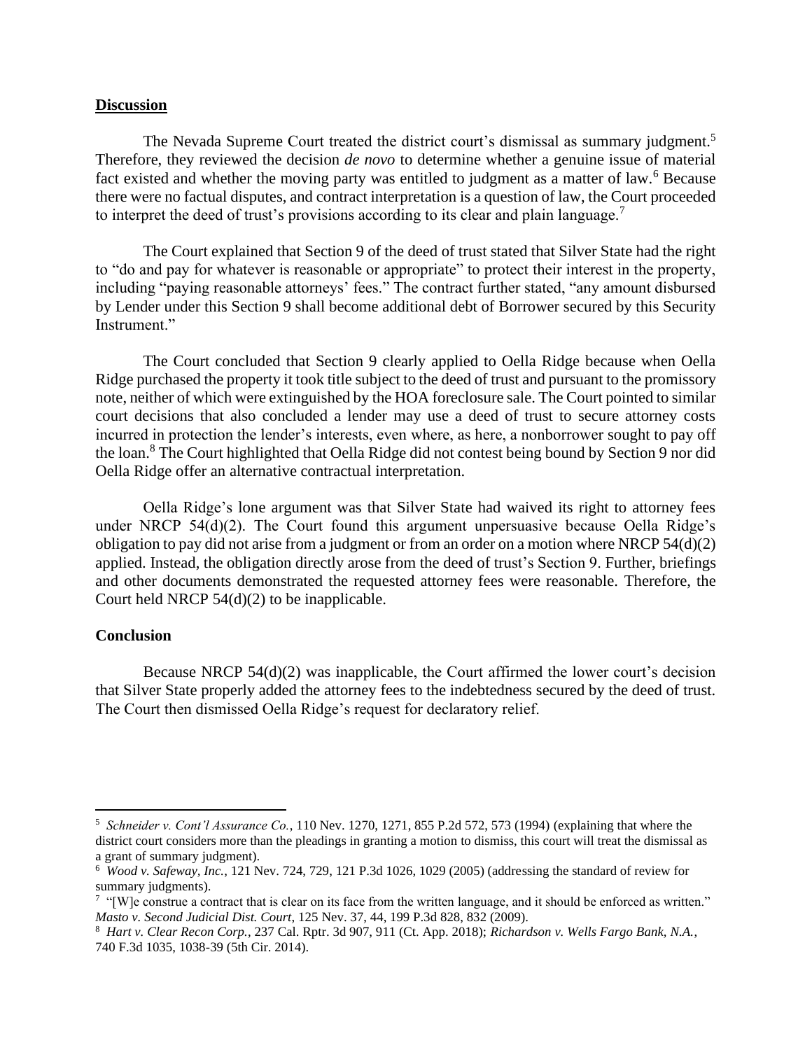## **Discussion**

The Nevada Supreme Court treated the district court's dismissal as summary judgment.[5] Therefore, they reviewed the decision *de novo* to determine whether a genuine issue of material fact existed and whether the moving party was entitled to judgment as a matter of law.[6] Because there were no factual disputes, and contract interpretation is a question of law, the Court proceeded to interpret the deed of trust's provisions according to its clear and plain language.[7]

The Court explained that Section 9 of the deed of trust stated that Silver State had the right to "do and pay for whatever is reasonable or appropriate" to protect their interest in the property, including "paying reasonable attorneys' fees." The contract further stated, "any amount disbursed by Lender under this Section 9 shall become additional debt of Borrower secured by this Security Instrument."

The Court concluded that Section 9 clearly applied to Oella Ridge because when Oella Ridge purchased the property it took title subject to the deed of trust and pursuant to the promissory note, neither of which were extinguished by the HOA foreclosure sale. The Court pointed to similar court decisions that also concluded a lender may use a deed of trust to secure attorney costs incurred in protection the lender's interests, even where, as here, a nonborrower sought to pay off the loan.[8] The Court highlighted that Oella Ridge did not contest being bound by Section 9 nor did Oella Ridge offer an alternative contractual interpretation.

Oella Ridge's lone argument was that Silver State had waived its right to attorney fees under NRCP 54(d)(2). The Court found this argument unpersuasive because Oella Ridge's obligation to pay did not arise from a judgment or from an order on a motion where NRCP 54(d)(2) applied. Instead, the obligation directly arose from the deed of trust's Section 9. Further, briefings and other documents demonstrated the requested attorney fees were reasonable. Therefore, the Court held NRCP 54(d)(2) to be inapplicable.

## **Conclusion**

Because NRCP 54(d)(2) was inapplicable, the Court affirmed the lower court's decision that Silver State properly added the attorney fees to the indebtedness secured by the deed of trust. The Court then dismissed Oella Ridge's request for declaratory relief.

---

[5] *Schneider v. Cont'l Assurance Co.*, 110 Nev. 1270, 1271, 855 P.2d 572, 573 (1994) (explaining that where the district court considers more than the pleadings in granting a motion to dismiss, this court will treat the dismissal as a grant of summary judgment).

[6] *Wood v. Safeway, Inc.*, 121 Nev. 724, 729, 121 P.3d 1026, 1029 (2005) (addressing the standard of review for summary judgments).

[7] "[W]e construe a contract that is clear on its face from the written language, and it should be enforced as written." *Masto v. Second Judicial Dist. Court*, 125 Nev. 37, 44, 199 P.3d 828, 832 (2009).

[8] *Hart v. Clear Recon Corp.*, 237 Cal. Rptr. 3d 907, 911 (Ct. App. 2018); *Richardson v. Wells Fargo Bank, N.A.*, 740 F.3d 1035, 1038-39 (5th Cir. 2014).